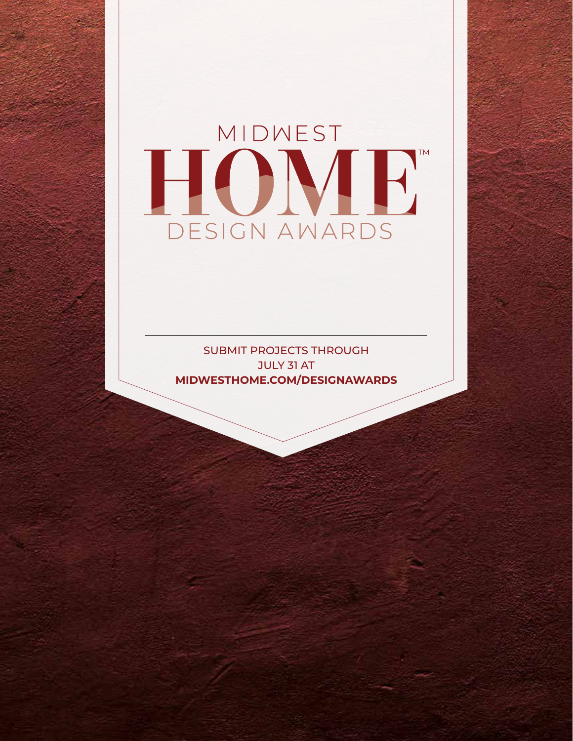# MIDWEST HOME™ DESIGN AWARDS

SUBMIT PROJECTS THROUGH JULY 31 AT **MIDWESTHOME.COM/DESIGNAWARDS**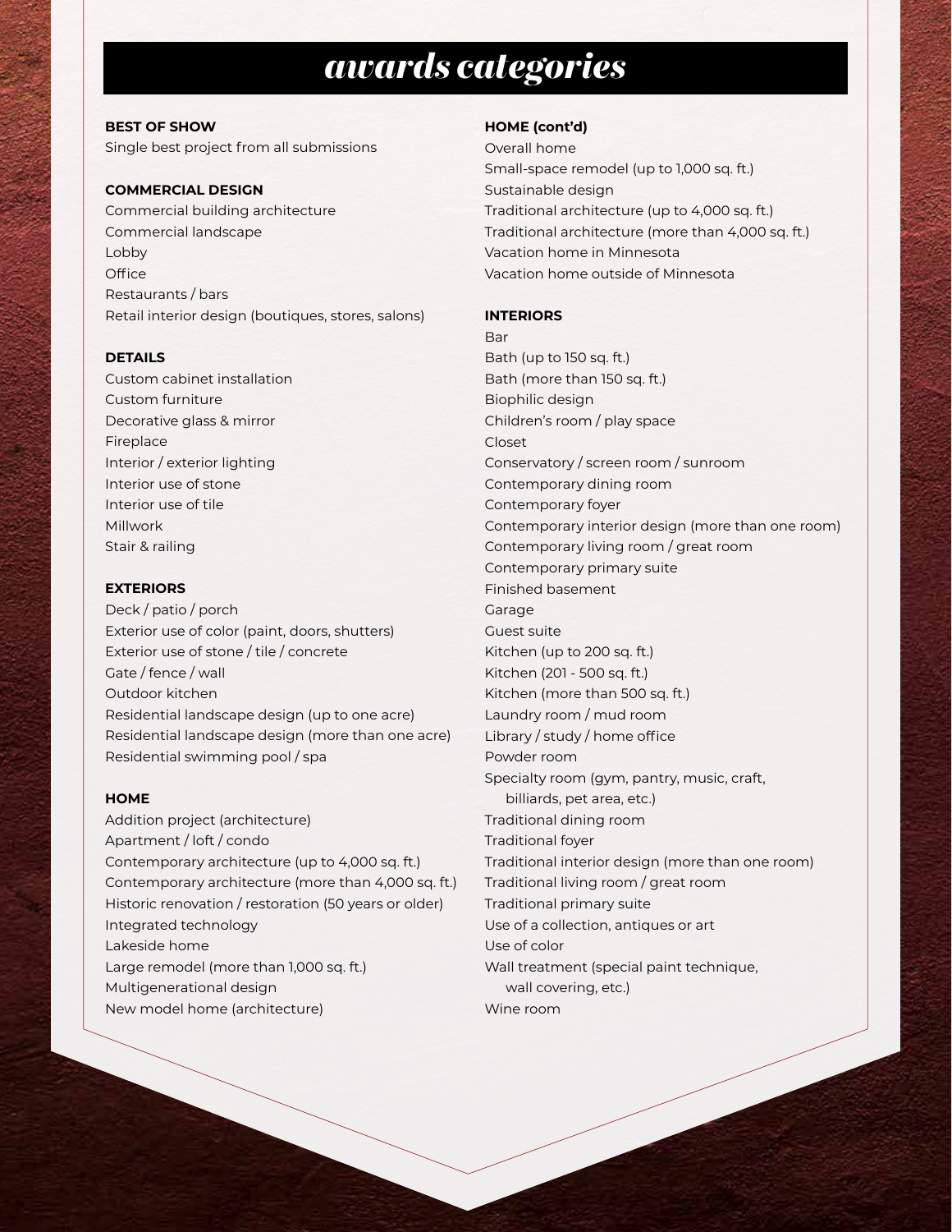# awards categories

**BEST OF SHOW**

Single best project from all submissions

**COMMERCIAL DESIGN**

Commercial building architecture
Commercial landscape
Lobby
Office
Restaurants / bars
Retail interior design (boutiques, stores, salons)

**DETAILS**

Custom cabinet installation
Custom furniture
Decorative glass & mirror
Fireplace
Interior / exterior lighting
Interior use of stone
Interior use of tile
Millwork
Stair & railing

**EXTERIORS**

Deck / patio / porch
Exterior use of color (paint, doors, shutters)
Exterior use of stone / tile / concrete
Gate / fence / wall
Outdoor kitchen
Residential landscape design (up to one acre)
Residential landscape design (more than one acre)
Residential swimming pool / spa

**HOME**

Addition project (architecture)
Apartment / loft / condo
Contemporary architecture (up to 4,000 sq. ft.)
Contemporary architecture (more than 4,000 sq. ft.)
Historic renovation / restoration (50 years or older)
Integrated technology
Lakeside home
Large remodel (more than 1,000 sq. ft.)
Multigenerational design
New model home (architecture)

**HOME (cont'd)**

Overall home
Small-space remodel (up to 1,000 sq. ft.)
Sustainable design
Traditional architecture (up to 4,000 sq. ft.)
Traditional architecture (more than 4,000 sq. ft.)
Vacation home in Minnesota
Vacation home outside of Minnesota

**INTERIORS**

Bar
Bath (up to 150 sq. ft.)
Bath (more than 150 sq. ft.)
Biophilic design
Children's room / play space
Closet
Conservatory / screen room / sunroom
Contemporary dining room
Contemporary foyer
Contemporary interior design (more than one room)
Contemporary living room / great room
Contemporary primary suite
Finished basement
Garage
Guest suite
Kitchen (up to 200 sq. ft.)
Kitchen (201 - 500 sq. ft.)
Kitchen (more than 500 sq. ft.)
Laundry room / mud room
Library / study / home office
Powder room
Specialty room (gym, pantry, music, craft, billiards, pet area, etc.)
Traditional dining room
Traditional foyer
Traditional interior design (more than one room)
Traditional living room / great room
Traditional primary suite
Use of a collection, antiques or art
Use of color
Wall treatment (special paint technique, wall covering, etc.)
Wine room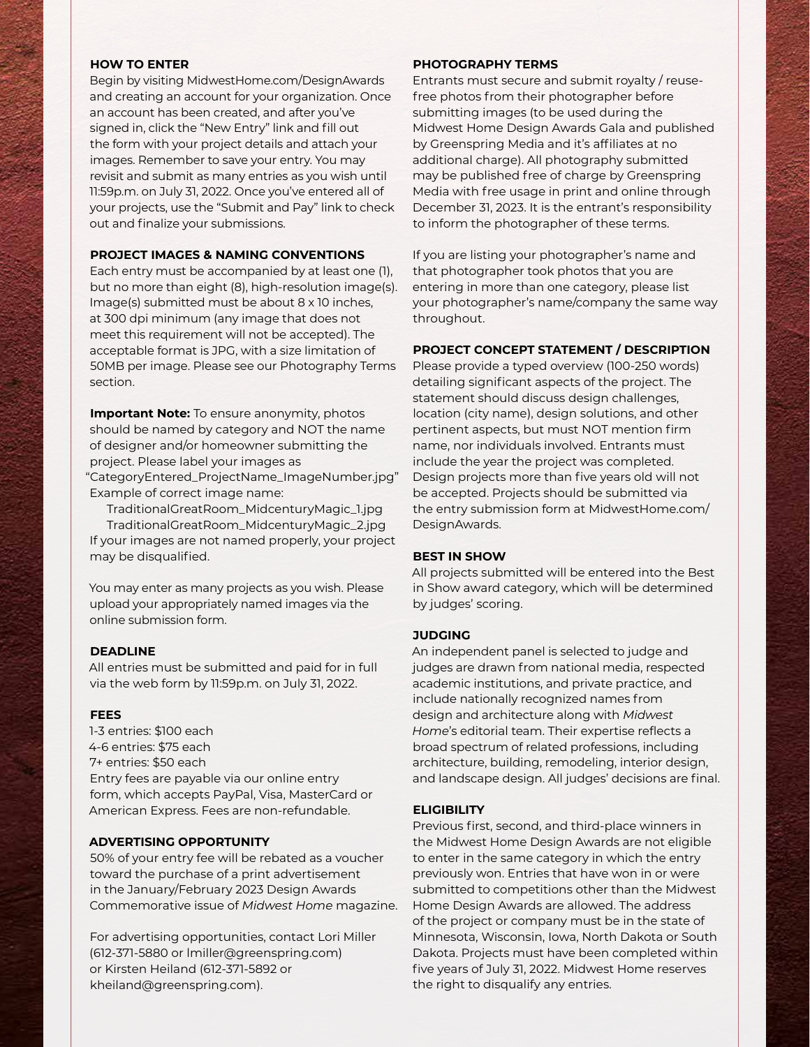## HOW TO ENTER

Begin by visiting MidwestHome.com/DesignAwards and creating an account for your organization. Once an account has been created, and after you've signed in, click the "New Entry" link and fill out the form with your project details and attach your images. Remember to save your entry. You may revisit and submit as many entries as you wish until 11:59p.m. on July 31, 2022. Once you've entered all of your projects, use the "Submit and Pay" link to check out and finalize your submissions.

## PROJECT IMAGES & NAMING CONVENTIONS

Each entry must be accompanied by at least one (1), but no more than eight (8), high-resolution image(s). Image(s) submitted must be about 8 x 10 inches, at 300 dpi minimum (any image that does not meet this requirement will not be accepted). The acceptable format is JPG, with a size limitation of 50MB per image. Please see our Photography Terms section.

**Important Note:** To ensure anonymity, photos should be named by category and NOT the name of designer and/or homeowner submitting the project. Please label your images as "CategoryEntered_ProjectName_ImageNumber.jpg" Example of correct image name:

TraditionalGreatRoom_MidcenturyMagic_1.jpg
TraditionalGreatRoom_MidcenturyMagic_2.jpg

If your images are not named properly, your project may be disqualified.

You may enter as many projects as you wish. Please upload your appropriately named images via the online submission form.

## DEADLINE

All entries must be submitted and paid for in full via the web form by 11:59p.m. on July 31, 2022.

## FEES

1-3 entries: $100 each
4-6 entries: $75 each
7+ entries: $50 each
Entry fees are payable via our online entry form, which accepts PayPal, Visa, MasterCard or American Express. Fees are non-refundable.

## ADVERTISING OPPORTUNITY

50% of your entry fee will be rebated as a voucher toward the purchase of a print advertisement in the January/February 2023 Design Awards Commemorative issue of *Midwest Home* magazine.

For advertising opportunities, contact Lori Miller (612-371-5880 or lmiller@greenspring.com) or Kirsten Heiland (612-371-5892 or kheiland@greenspring.com).

## PHOTOGRAPHY TERMS

Entrants must secure and submit royalty / reuse-free photos from their photographer before submitting images (to be used during the Midwest Home Design Awards Gala and published by Greenspring Media and it's affiliates at no additional charge). All photography submitted may be published free of charge by Greenspring Media with free usage in print and online through December 31, 2023. It is the entrant's responsibility to inform the photographer of these terms.

If you are listing your photographer's name and that photographer took photos that you are entering in more than one category, please list your photographer's name/company the same way throughout.

## PROJECT CONCEPT STATEMENT / DESCRIPTION

Please provide a typed overview (100-250 words) detailing significant aspects of the project. The statement should discuss design challenges, location (city name), design solutions, and other pertinent aspects, but must NOT mention firm name, nor individuals involved. Entrants must include the year the project was completed. Design projects more than five years old will not be accepted. Projects should be submitted via the entry submission form at MidwestHome.com/DesignAwards.

## BEST IN SHOW

All projects submitted will be entered into the Best in Show award category, which will be determined by judges' scoring.

## JUDGING

An independent panel is selected to judge and judges are drawn from national media, respected academic institutions, and private practice, and include nationally recognized names from design and architecture along with *Midwest Home*'s editorial team. Their expertise reflects a broad spectrum of related professions, including architecture, building, remodeling, interior design, and landscape design. All judges' decisions are final.

## ELIGIBILITY

Previous first, second, and third-place winners in the Midwest Home Design Awards are not eligible to enter in the same category in which the entry previously won. Entries that have won in or were submitted to competitions other than the Midwest Home Design Awards are allowed. The address of the project or company must be in the state of Minnesota, Wisconsin, Iowa, North Dakota or South Dakota. Projects must have been completed within five years of July 31, 2022. Midwest Home reserves the right to disqualify any entries.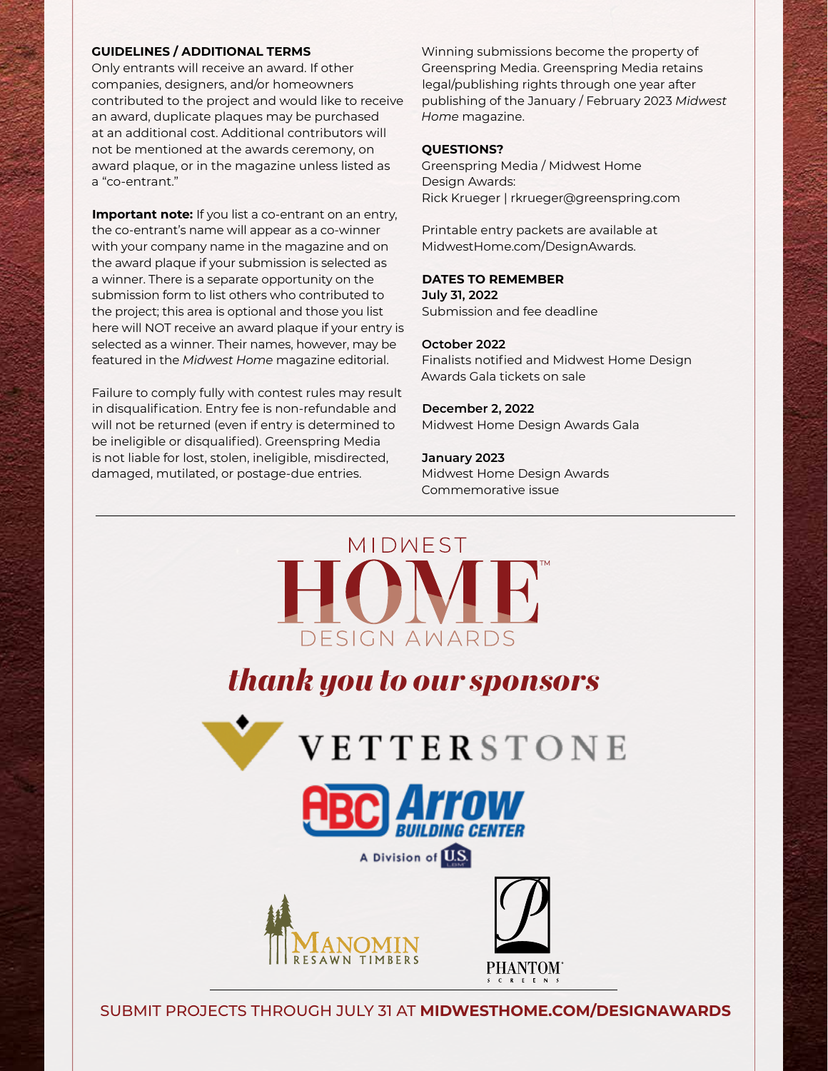**GUIDELINES / ADDITIONAL TERMS**

Only entrants will receive an award. If other companies, designers, and/or homeowners contributed to the project and would like to receive an award, duplicate plaques may be purchased at an additional cost. Additional contributors will not be mentioned at the awards ceremony, on award plaque, or in the magazine unless listed as a "co-entrant."

**Important note:** If you list a co-entrant on an entry, the co-entrant's name will appear as a co-winner with your company name in the magazine and on the award plaque if your submission is selected as a winner. There is a separate opportunity on the submission form to list others who contributed to the project; this area is optional and those you list here will NOT receive an award plaque if your entry is selected as a winner. Their names, however, may be featured in the *Midwest Home* magazine editorial.

Failure to comply fully with contest rules may result in disqualification. Entry fee is non-refundable and will not be returned (even if entry is determined to be ineligible or disqualified). Greenspring Media is not liable for lost, stolen, ineligible, misdirected, damaged, mutilated, or postage-due entries.

Winning submissions become the property of Greenspring Media. Greenspring Media retains legal/publishing rights through one year after publishing of the January / February 2023 *Midwest Home* magazine.

**QUESTIONS?**

Greenspring Media / Midwest Home Design Awards:
Rick Krueger | rkrueger@greenspring.com

Printable entry packets are available at MidwestHome.com/DesignAwards.

**DATES TO REMEMBER**

**July 31, 2022**
Submission and fee deadline

**October 2022**
Finalists notified and Midwest Home Design Awards Gala tickets on sale

**December 2, 2022**
Midwest Home Design Awards Gala

**January 2023**
Midwest Home Design Awards Commemorative issue

MIDWEST HOME™ DESIGN AWARDS

## *thank you to our sponsors*

VETTERSTONE

ABC Arrow Building Center
A Division of U.S. LBM

Manomin Resawn Timbers

Phantom Screens

SUBMIT PROJECTS THROUGH JULY 31 AT **MIDWESTHOME.COM/DESIGNAWARDS**